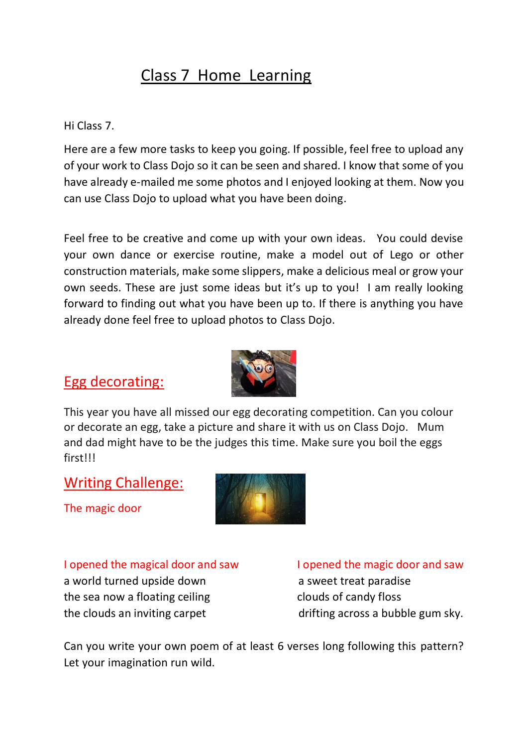# Class 7 Home Learning

Hi Class 7.

Here are a few more tasks to keep you going. If possible, feel free to upload any of your work to Class Dojo so it can be seen and shared. I know that some of you have already e-mailed me some photos and I enjoyed looking at them. Now you can use Class Dojo to upload what you have been doing.

Feel free to be creative and come up with your own ideas. You could devise your own dance or exercise routine, make a model out of Lego or other construction materials, make some slippers, make a delicious meal or grow your own seeds. These are just some ideas but it's up to you! I am really looking forward to finding out what you have been up to. If there is anything you have already done feel free to upload photos to Class Dojo.

## Egg decorating:

This year you have all missed our egg decorating competition. Can you colour or decorate an egg, take a picture and share it with us on Class Dojo. Mum and dad might have to be the judges this time. Make sure you boil the eggs first!!!

## Writing Challenge:

The magic door

I opened the magical door and saw
a world turned upside down
the sea now a floating ceiling
the clouds an inviting carpet

I opened the magic door and saw
a sweet treat paradise
clouds of candy floss
drifting across a bubble gum sky.

Can you write your own poem of at least 6 verses long following this pattern? Let your imagination run wild.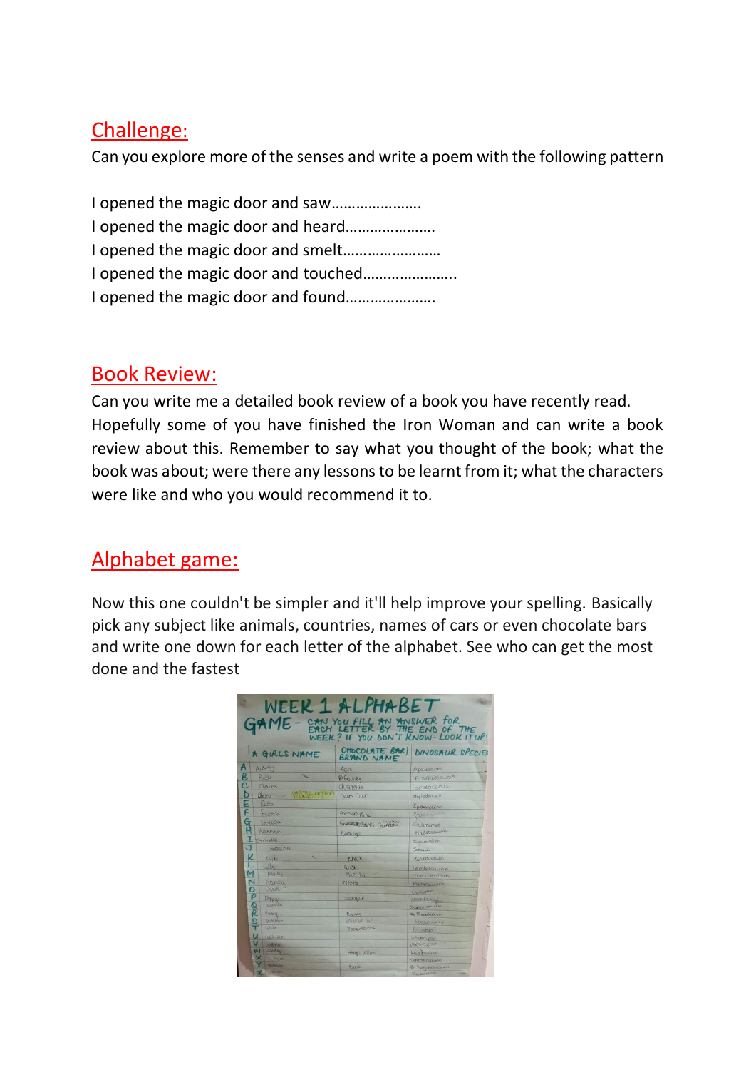## Challenge:

Can you explore more of the senses and write a poem with the following pattern

I opened the magic door and saw………………….
I opened the magic door and heard………………….
I opened the magic door and smelt……………………
I opened the magic door and touched…………………..
I opened the magic door and found………………….

## Book Review:

Can you write me a detailed book review of a book you have recently read. Hopefully some of you have finished the Iron Woman and can write a book review about this. Remember to say what you thought of the book; what the book was about; were there any lessons to be learnt from it; what the characters were like and who you would recommend it to.

## Alphabet game:

Now this one couldn't be simpler and it'll help improve your spelling. Basically pick any subject like animals, countries, names of cars or even chocolate bars and write one down for each letter of the alphabet. See who can get the most done and the fastest

WEEK 1 ALPHABET GAME - CAN YOU FILL AN ANSWER FOR EACH LETTER BY THE END OF THE WEEK? IF YOU DON'T KNOW - LOOK IT UP!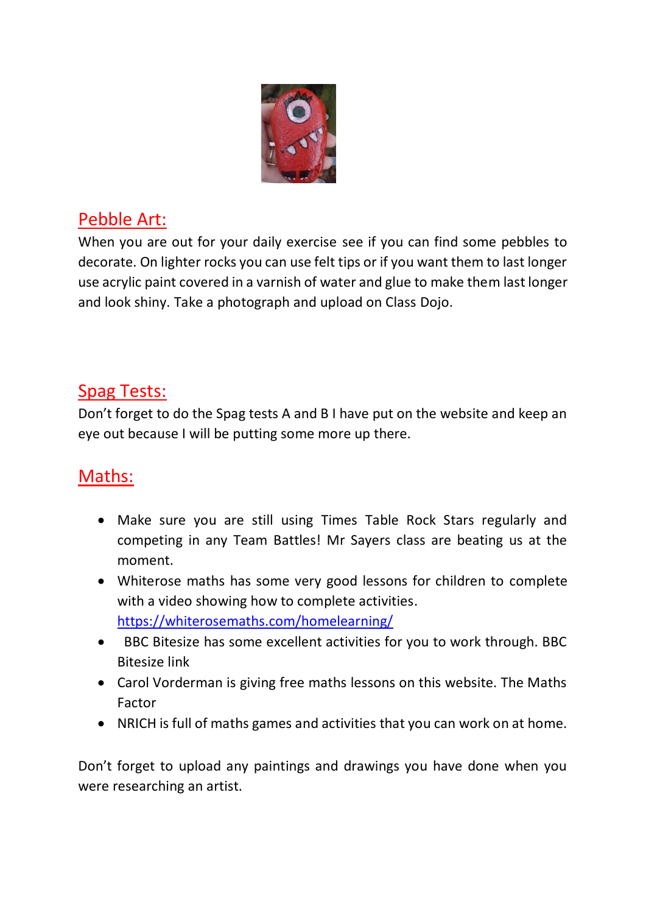## Pebble Art:

When you are out for your daily exercise see if you can find some pebbles to decorate. On lighter rocks you can use felt tips or if you want them to last longer use acrylic paint covered in a varnish of water and glue to make them last longer and look shiny. Take a photograph and upload on Class Dojo.

## Spag Tests:

Don't forget to do the Spag tests A and B I have put on the website and keep an eye out because I will be putting some more up there.

## Maths:

- Make sure you are still using Times Table Rock Stars regularly and competing in any Team Battles! Mr Sayers class are beating us at the moment.
- Whiterose maths has some very good lessons for children to complete with a video showing how to complete activities. https://whiterosemaths.com/homelearning/
- BBC Bitesize has some excellent activities for you to work through. BBC Bitesize link
- Carol Vorderman is giving free maths lessons on this website. The Maths Factor
- NRICH is full of maths games and activities that you can work on at home.

Don't forget to upload any paintings and drawings you have done when you were researching an artist.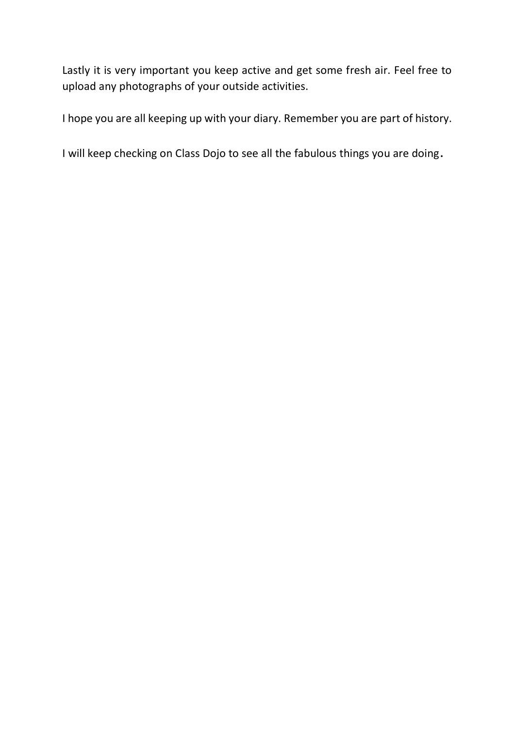Lastly it is very important you keep active and get some fresh air. Feel free to upload any photographs of your outside activities.

I hope you are all keeping up with your diary. Remember you are part of history.

I will keep checking on Class Dojo to see all the fabulous things you are doing.